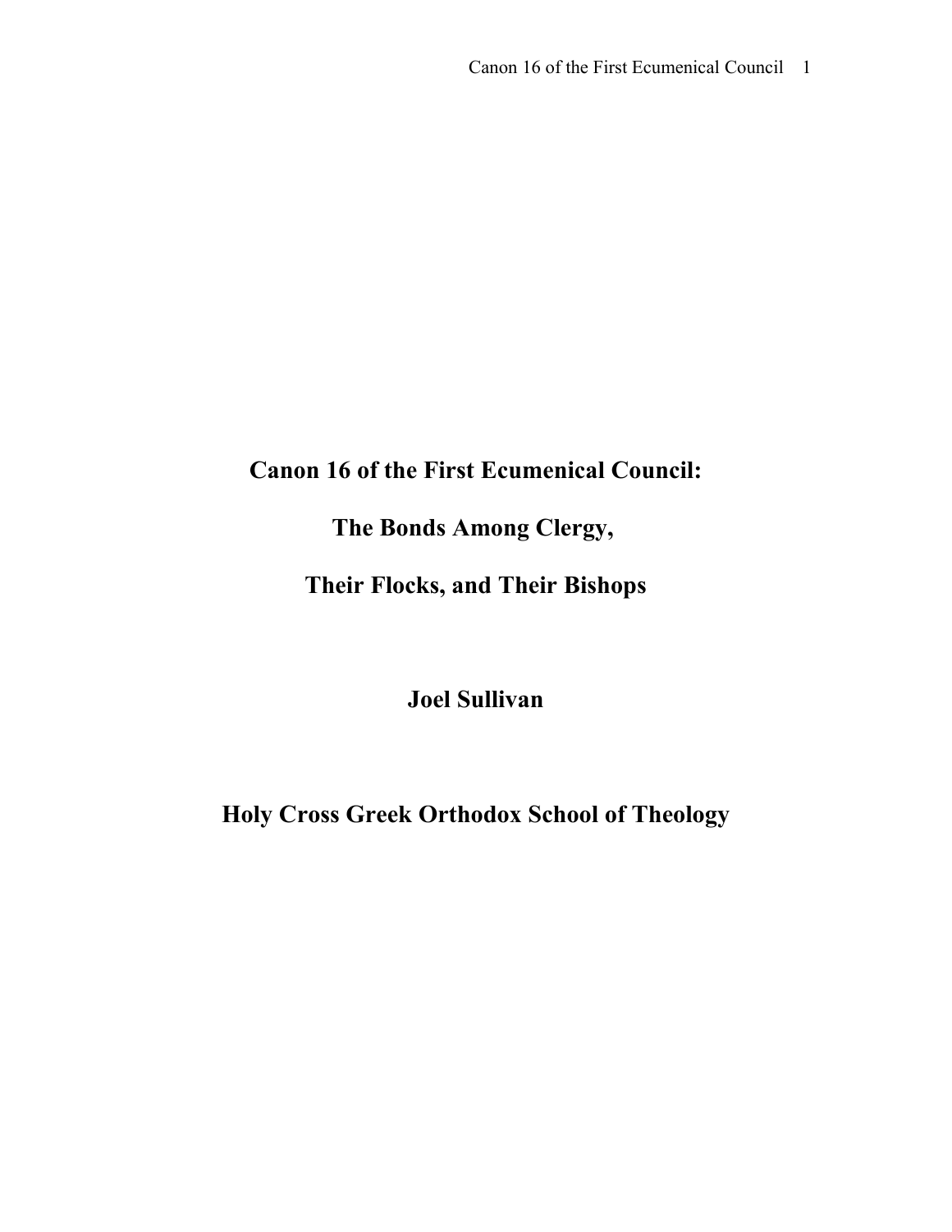# Canon 16 of the First Ecumenical Council:

# The Bonds Among Clergy,

# Their Flocks, and Their Bishops

**Joel Sullivan**

**Holy Cross Greek Orthodox School of Theology**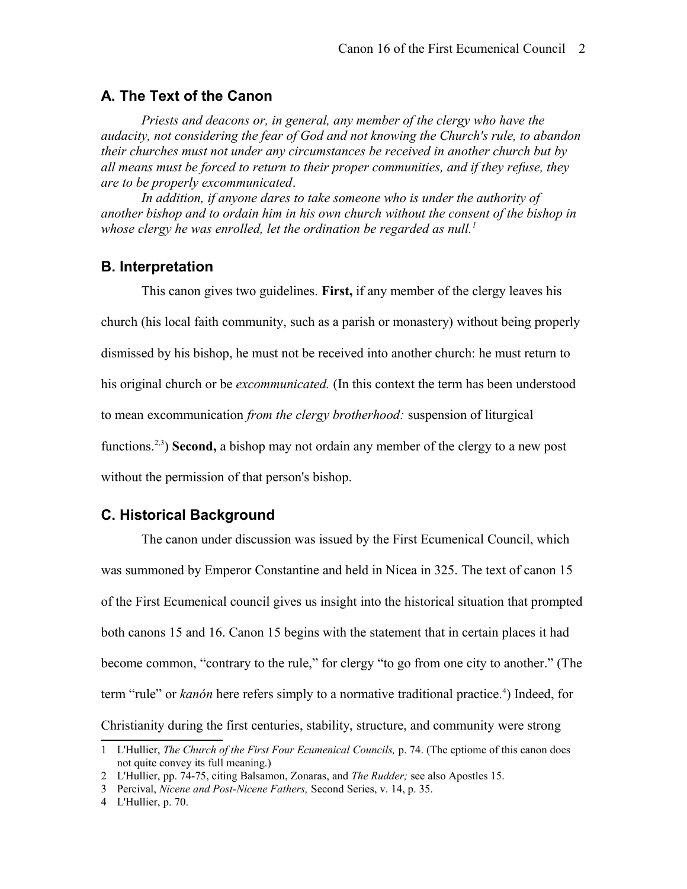## A. The Text of the Canon

*Priests and deacons or, in general, any member of the clergy who have the audacity, not considering the fear of God and not knowing the Church's rule, to abandon their churches must not under any circumstances be received in another church but by all means must be forced to return to their proper communities, and if they refuse, they are to be properly excommunicated*.

*In addition, if anyone dares to take someone who is under the authority of another bishop and to ordain him in his own church without the consent of the bishop in whose clergy he was enrolled, let the ordination be regarded as null.*[1]

## B. Interpretation

This canon gives two guidelines. **First,** if any member of the clergy leaves his church (his local faith community, such as a parish or monastery) without being properly dismissed by his bishop, he must not be received into another church: he must return to his original church or be *excommunicated.* (In this context the term has been understood to mean excommunication *from the clergy brotherhood:* suspension of liturgical functions.[2,3]) **Second,** a bishop may not ordain any member of the clergy to a new post without the permission of that person's bishop.

## C. Historical Background

The canon under discussion was issued by the First Ecumenical Council, which was summoned by Emperor Constantine and held in Nicea in 325. The text of canon 15 of the First Ecumenical council gives us insight into the historical situation that prompted both canons 15 and 16. Canon 15 begins with the statement that in certain places it had become common, "contrary to the rule," for clergy "to go from one city to another." (The term "rule" or *kanón* here refers simply to a normative traditional practice.[4]) Indeed, for Christianity during the first centuries, stability, structure, and community were strong

---

1 L'Hullier, *The Church of the First Four Ecumenical Councils,* p. 74. (The eptiome of this canon does not quite convey its full meaning.)

2 L'Hullier, pp. 74-75, citing Balsamon, Zonaras, and *The Rudder;* see also Apostles 15.

3 Percival, *Nicene and Post-Nicene Fathers,* Second Series, v. 14, p. 35.

4 L'Hullier, p. 70.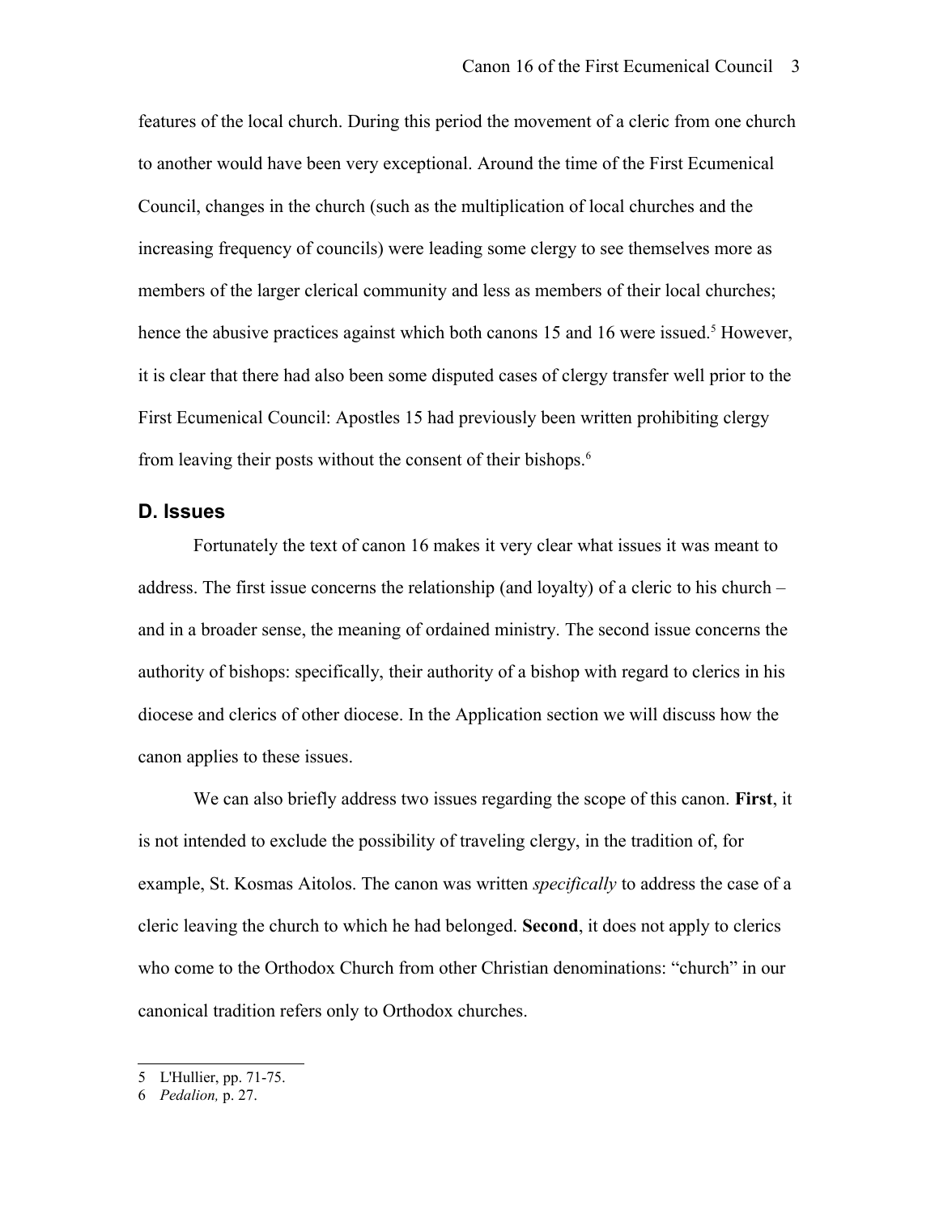features of the local church. During this period the movement of a cleric from one church to another would have been very exceptional. Around the time of the First Ecumenical Council, changes in the church (such as the multiplication of local churches and the increasing frequency of councils) were leading some clergy to see themselves more as members of the larger clerical community and less as members of their local churches; hence the abusive practices against which both canons 15 and 16 were issued.[5] However, it is clear that there had also been some disputed cases of clergy transfer well prior to the First Ecumenical Council: Apostles 15 had previously been written prohibiting clergy from leaving their posts without the consent of their bishops.[6]

## D. Issues

Fortunately the text of canon 16 makes it very clear what issues it was meant to address. The first issue concerns the relationship (and loyalty) of a cleric to his church – and in a broader sense, the meaning of ordained ministry. The second issue concerns the authority of bishops: specifically, their authority of a bishop with regard to clerics in his diocese and clerics of other diocese. In the Application section we will discuss how the canon applies to these issues.

We can also briefly address two issues regarding the scope of this canon. **First**, it is not intended to exclude the possibility of traveling clergy, in the tradition of, for example, St. Kosmas Aitolos. The canon was written *specifically* to address the case of a cleric leaving the church to which he had belonged. **Second**, it does not apply to clerics who come to the Orthodox Church from other Christian denominations: "church" in our canonical tradition refers only to Orthodox churches.

---

5 L'Hullier, pp. 71-75.

6 *Pedalion,* p. 27.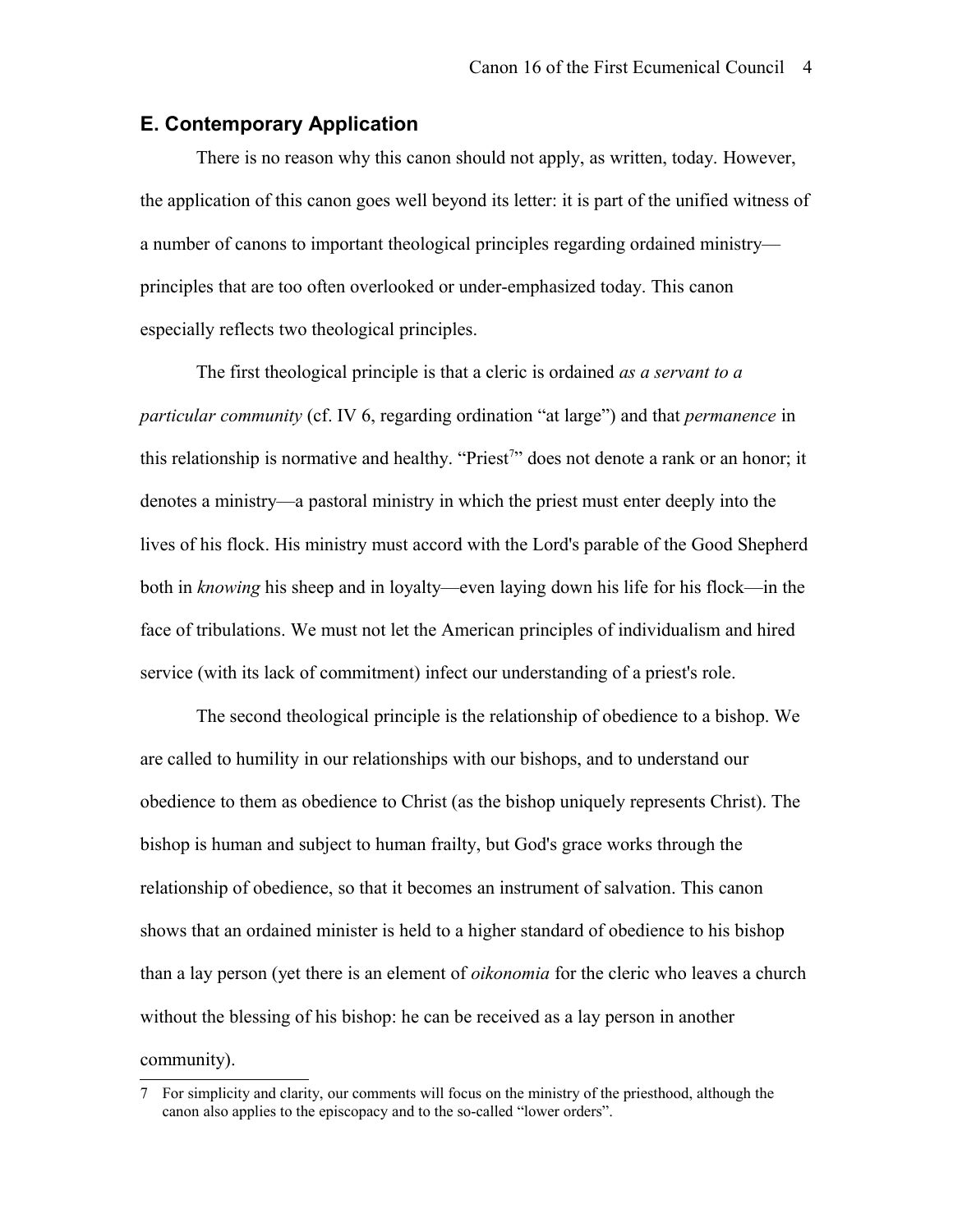## E. Contemporary Application

There is no reason why this canon should not apply, as written, today. However, the application of this canon goes well beyond its letter: it is part of the unified witness of a number of canons to important theological principles regarding ordained ministry—principles that are too often overlooked or under-emphasized today. This canon especially reflects two theological principles.

The first theological principle is that a cleric is ordained *as a servant to a particular community* (cf. IV 6, regarding ordination “at large”) and that *permanence* in this relationship is normative and healthy. “Priest[7]” does not denote a rank or an honor; it denotes a ministry—a pastoral ministry in which the priest must enter deeply into the lives of his flock. His ministry must accord with the Lord's parable of the Good Shepherd both in *knowing* his sheep and in loyalty—even laying down his life for his flock—in the face of tribulations. We must not let the American principles of individualism and hired service (with its lack of commitment) infect our understanding of a priest's role.

The second theological principle is the relationship of obedience to a bishop. We are called to humility in our relationships with our bishops, and to understand our obedience to them as obedience to Christ (as the bishop uniquely represents Christ). The bishop is human and subject to human frailty, but God's grace works through the relationship of obedience, so that it becomes an instrument of salvation. This canon shows that an ordained minister is held to a higher standard of obedience to his bishop than a lay person (yet there is an element of *oikonomia* for the cleric who leaves a church without the blessing of his bishop: he can be received as a lay person in another community).

---

7 For simplicity and clarity, our comments will focus on the ministry of the priesthood, although the canon also applies to the episcopacy and to the so-called “lower orders”.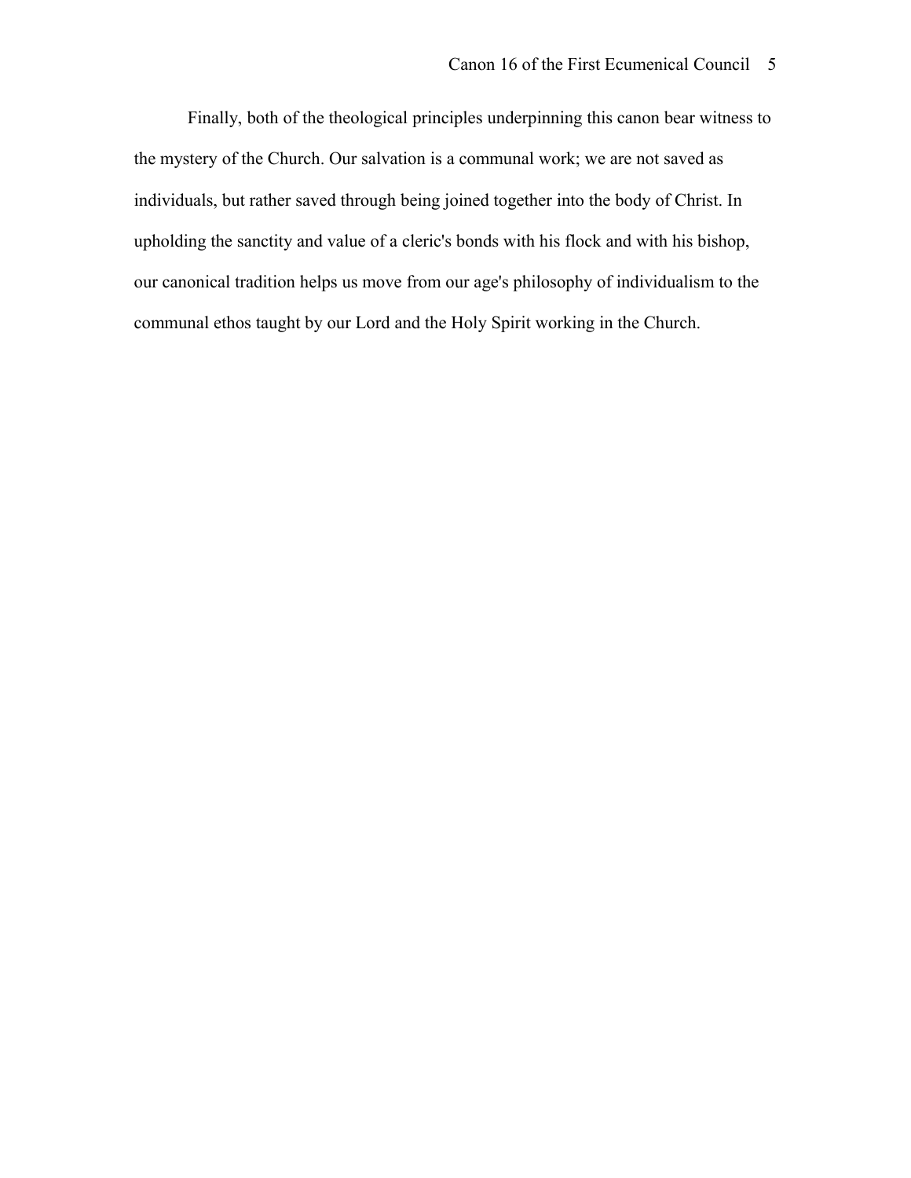Finally, both of the theological principles underpinning this canon bear witness to the mystery of the Church. Our salvation is a communal work; we are not saved as individuals, but rather saved through being joined together into the body of Christ. In upholding the sanctity and value of a cleric's bonds with his flock and with his bishop, our canonical tradition helps us move from our age's philosophy of individualism to the communal ethos taught by our Lord and the Holy Spirit working in the Church.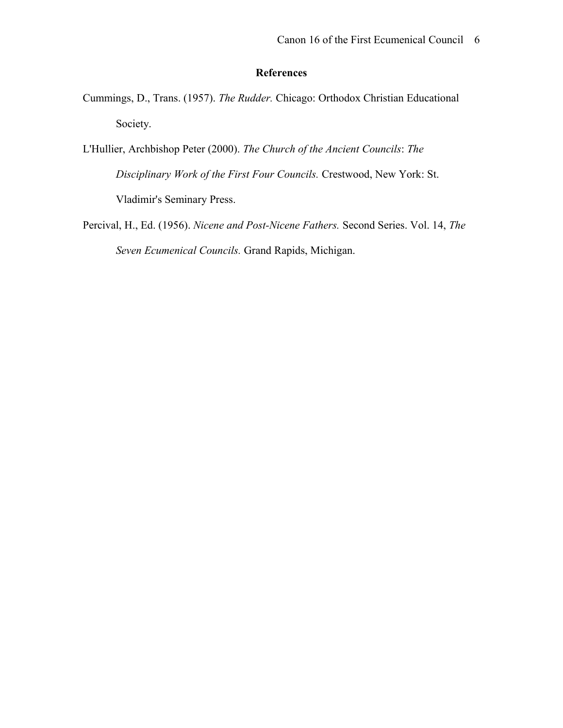## References

Cummings, D., Trans. (1957). *The Rudder.* Chicago: Orthodox Christian Educational Society.

L'Hullier, Archbishop Peter (2000). *The Church of the Ancient Councils*: *The Disciplinary Work of the First Four Councils.* Crestwood, New York: St. Vladimir's Seminary Press.

Percival, H., Ed. (1956). *Nicene and Post-Nicene Fathers.* Second Series. Vol. 14, *The Seven Ecumenical Councils.* Grand Rapids, Michigan.